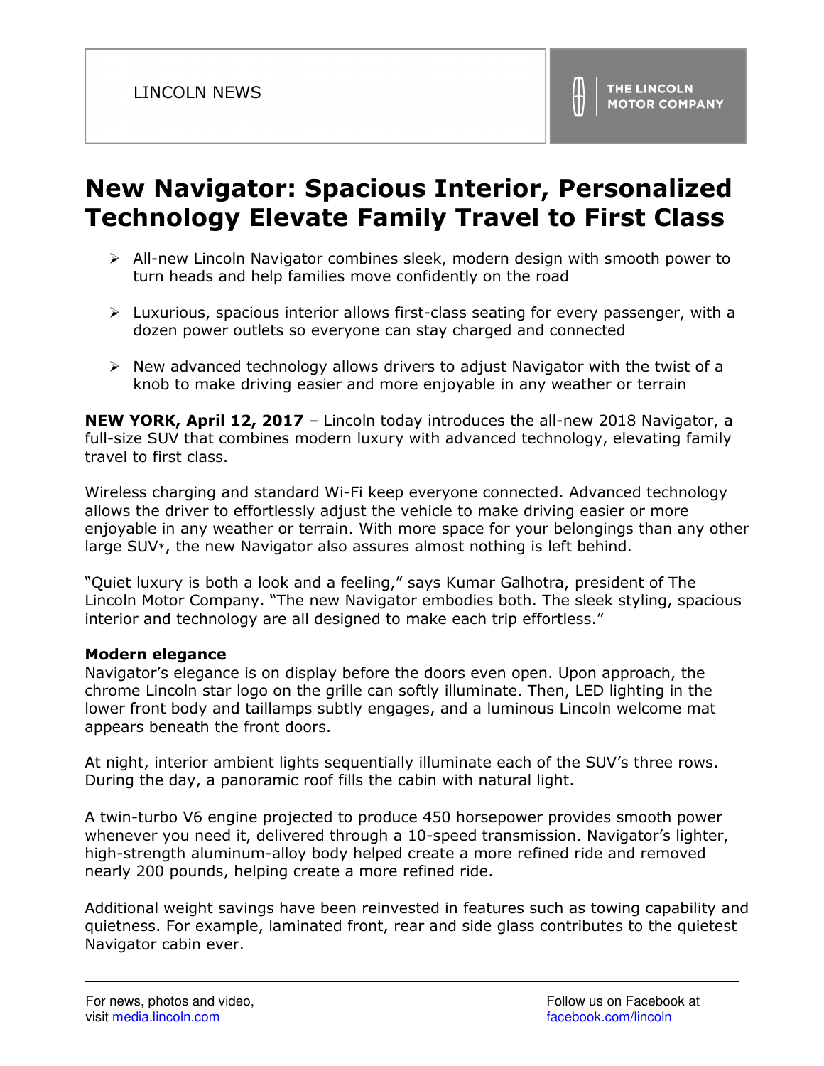LINCOLN NEWS

THE LINCOLN MOTOR COMPANY

# New Navigator: Spacious Interior, Personalized Technology Elevate Family Travel to First Class

- All-new Lincoln Navigator combines sleek, modern design with smooth power to turn heads and help families move confidently on the road
- Luxurious, spacious interior allows first-class seating for every passenger, with a dozen power outlets so everyone can stay charged and connected
- New advanced technology allows drivers to adjust Navigator with the twist of a knob to make driving easier and more enjoyable in any weather or terrain

**NEW YORK, April 12, 2017** – Lincoln today introduces the all-new 2018 Navigator, a full-size SUV that combines modern luxury with advanced technology, elevating family travel to first class.

Wireless charging and standard Wi-Fi keep everyone connected. Advanced technology allows the driver to effortlessly adjust the vehicle to make driving easier or more enjoyable in any weather or terrain. With more space for your belongings than any other large SUV*, the new Navigator also assures almost nothing is left behind.

"Quiet luxury is both a look and a feeling," says Kumar Galhotra, president of The Lincoln Motor Company. "The new Navigator embodies both. The sleek styling, spacious interior and technology are all designed to make each trip effortless."

**Modern elegance**

Navigator's elegance is on display before the doors even open. Upon approach, the chrome Lincoln star logo on the grille can softly illuminate. Then, LED lighting in the lower front body and taillamps subtly engages, and a luminous Lincoln welcome mat appears beneath the front doors.

At night, interior ambient lights sequentially illuminate each of the SUV's three rows. During the day, a panoramic roof fills the cabin with natural light.

A twin-turbo V6 engine projected to produce 450 horsepower provides smooth power whenever you need it, delivered through a 10-speed transmission. Navigator's lighter, high-strength aluminum-alloy body helped create a more refined ride and removed nearly 200 pounds, helping create a more refined ride.

Additional weight savings have been reinvested in features such as towing capability and quietness. For example, laminated front, rear and side glass contributes to the quietest Navigator cabin ever.

For news, photos and video, visit media.lincoln.com

Follow us on Facebook at facebook.com/lincoln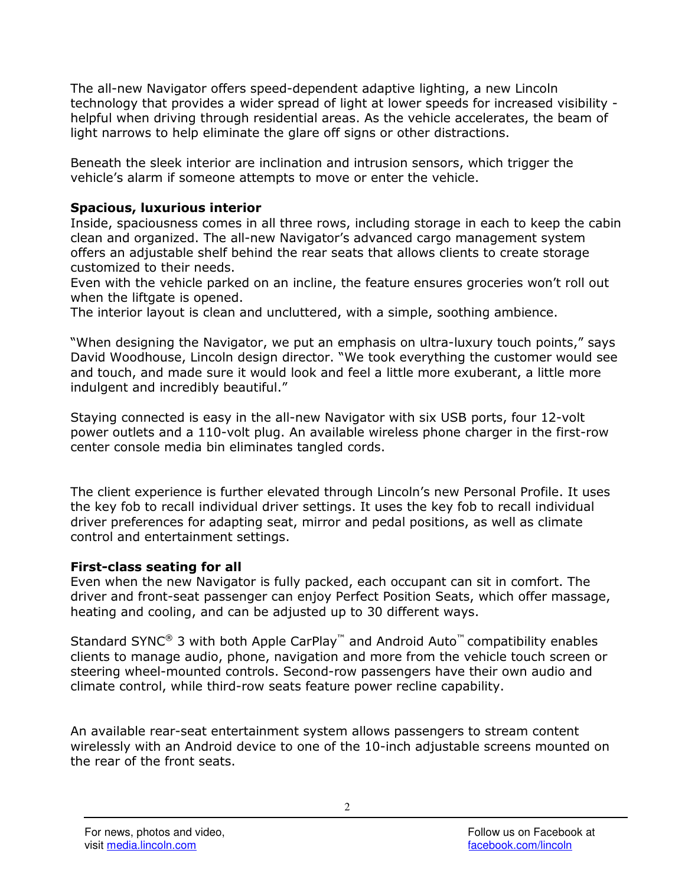The all-new Navigator offers speed-dependent adaptive lighting, a new Lincoln technology that provides a wider spread of light at lower speeds for increased visibility - helpful when driving through residential areas. As the vehicle accelerates, the beam of light narrows to help eliminate the glare off signs or other distractions.

Beneath the sleek interior are inclination and intrusion sensors, which trigger the vehicle's alarm if someone attempts to move or enter the vehicle.

**Spacious, luxurious interior**

Inside, spaciousness comes in all three rows, including storage in each to keep the cabin clean and organized. The all-new Navigator's advanced cargo management system offers an adjustable shelf behind the rear seats that allows clients to create storage customized to their needs.

Even with the vehicle parked on an incline, the feature ensures groceries won't roll out when the liftgate is opened.

The interior layout is clean and uncluttered, with a simple, soothing ambience.

"When designing the Navigator, we put an emphasis on ultra-luxury touch points," says David Woodhouse, Lincoln design director. "We took everything the customer would see and touch, and made sure it would look and feel a little more exuberant, a little more indulgent and incredibly beautiful."

Staying connected is easy in the all-new Navigator with six USB ports, four 12-volt power outlets and a 110-volt plug. An available wireless phone charger in the first-row center console media bin eliminates tangled cords.

The client experience is further elevated through Lincoln's new Personal Profile. It uses the key fob to recall individual driver settings. It uses the key fob to recall individual driver preferences for adapting seat, mirror and pedal positions, as well as climate control and entertainment settings.

**First-class seating for all**

Even when the new Navigator is fully packed, each occupant can sit in comfort. The driver and front-seat passenger can enjoy Perfect Position Seats, which offer massage, heating and cooling, and can be adjusted up to 30 different ways.

Standard SYNC® 3 with both Apple CarPlay™ and Android Auto™ compatibility enables clients to manage audio, phone, navigation and more from the vehicle touch screen or steering wheel-mounted controls. Second-row passengers have their own audio and climate control, while third-row seats feature power recline capability.

An available rear-seat entertainment system allows passengers to stream content wirelessly with an Android device to one of the 10-inch adjustable screens mounted on the rear of the front seats.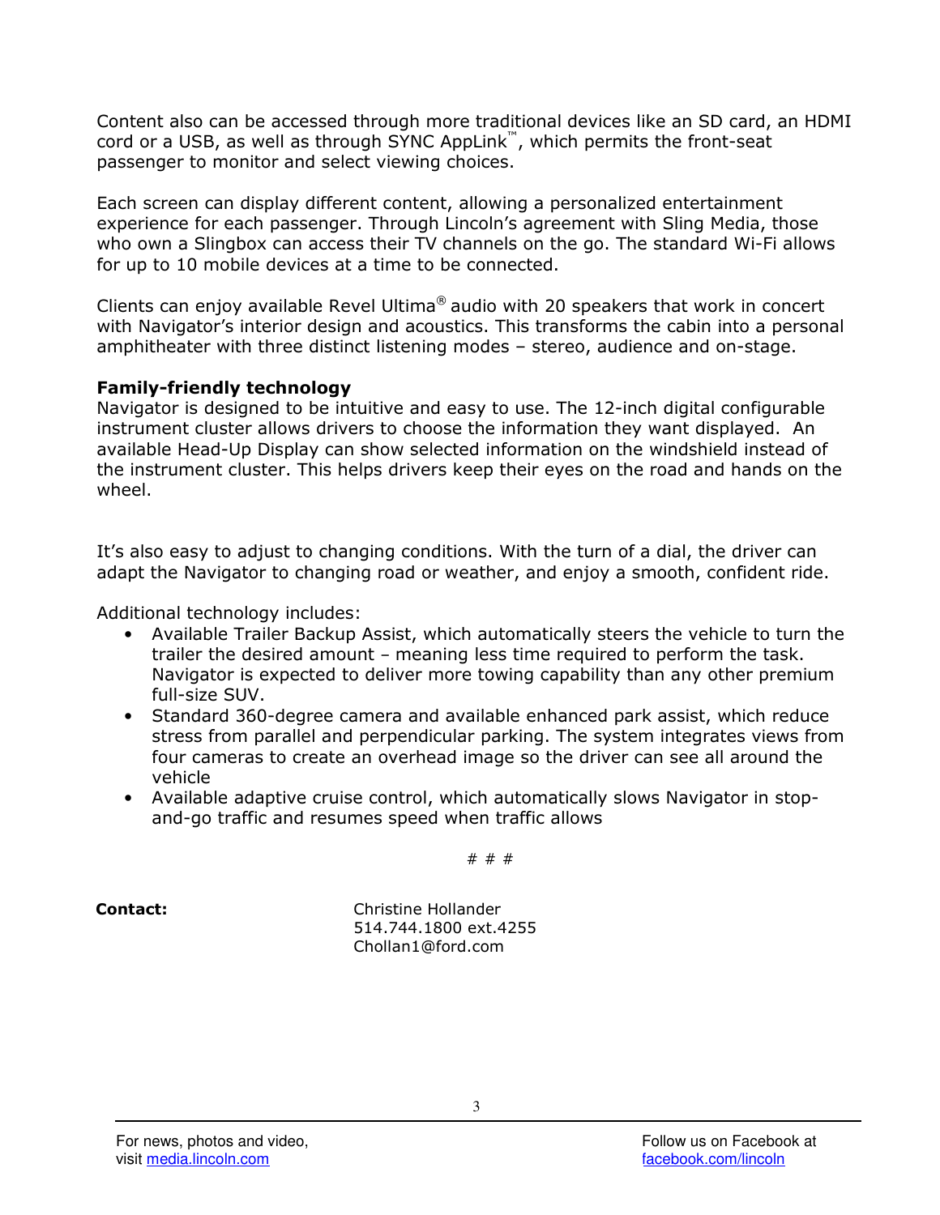Content also can be accessed through more traditional devices like an SD card, an HDMI cord or a USB, as well as through SYNC AppLink™, which permits the front-seat passenger to monitor and select viewing choices.

Each screen can display different content, allowing a personalized entertainment experience for each passenger. Through Lincoln's agreement with Sling Media, those who own a Slingbox can access their TV channels on the go. The standard Wi-Fi allows for up to 10 mobile devices at a time to be connected.

Clients can enjoy available Revel Ultima® audio with 20 speakers that work in concert with Navigator's interior design and acoustics. This transforms the cabin into a personal amphitheater with three distinct listening modes – stereo, audience and on-stage.

**Family-friendly technology**

Navigator is designed to be intuitive and easy to use. The 12-inch digital configurable instrument cluster allows drivers to choose the information they want displayed. An available Head-Up Display can show selected information on the windshield instead of the instrument cluster. This helps drivers keep their eyes on the road and hands on the wheel.

It's also easy to adjust to changing conditions. With the turn of a dial, the driver can adapt the Navigator to changing road or weather, and enjoy a smooth, confident ride.

Additional technology includes:

- Available Trailer Backup Assist, which automatically steers the vehicle to turn the trailer the desired amount – meaning less time required to perform the task. Navigator is expected to deliver more towing capability than any other premium full-size SUV.
- Standard 360-degree camera and available enhanced park assist, which reduce stress from parallel and perpendicular parking. The system integrates views from four cameras to create an overhead image so the driver can see all around the vehicle
- Available adaptive cruise control, which automatically slows Navigator in stop-and-go traffic and resumes speed when traffic allows

# # #

**Contact:** Christine Hollander
514.744.1800 ext.4255
Chollan1@ford.com

For news, photos and video, visit media.lincoln.com

Follow us on Facebook at facebook.com/lincoln